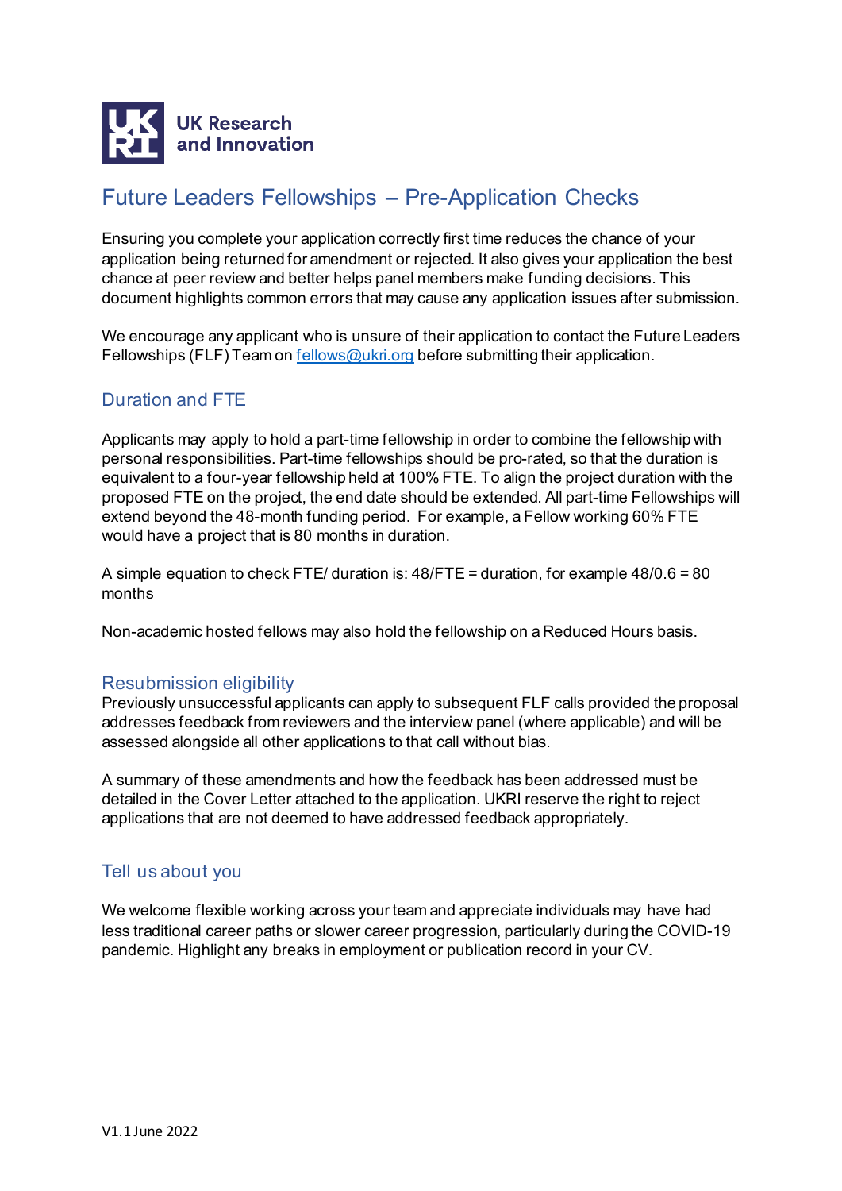UK Research and Innovation

# Future Leaders Fellowships – Pre-Application Checks

Ensuring you complete your application correctly first time reduces the chance of your application being returned for amendment or rejected. It also gives your application the best chance at peer review and better helps panel members make funding decisions. This document highlights common errors that may cause any application issues after submission.

We encourage any applicant who is unsure of their application to contact the Future Leaders Fellowships (FLF) Team on [fellows@ukri.org](mailto:fellows@ukri.org) before submitting their application.

## Duration and FTE

Applicants may apply to hold a part-time fellowship in order to combine the fellowship with personal responsibilities. Part-time fellowships should be pro-rated, so that the duration is equivalent to a four-year fellowship held at 100% FTE. To align the project duration with the proposed FTE on the project, the end date should be extended. All part-time Fellowships will extend beyond the 48-month funding period. For example, a Fellow working 60% FTE would have a project that is 80 months in duration.

A simple equation to check FTE/ duration is: 48/FTE = duration, for example 48/0.6 = 80 months

Non-academic hosted fellows may also hold the fellowship on a Reduced Hours basis.

## Resubmission eligibility

Previously unsuccessful applicants can apply to subsequent FLF calls provided the proposal addresses feedback from reviewers and the interview panel (where applicable) and will be assessed alongside all other applications to that call without bias.

A summary of these amendments and how the feedback has been addressed must be detailed in the Cover Letter attached to the application. UKRI reserve the right to reject applications that are not deemed to have addressed feedback appropriately.

## Tell us about you

We welcome flexible working across your team and appreciate individuals may have had less traditional career paths or slower career progression, particularly during the COVID-19 pandemic. Highlight any breaks in employment or publication record in your CV.

V1.1 June 2022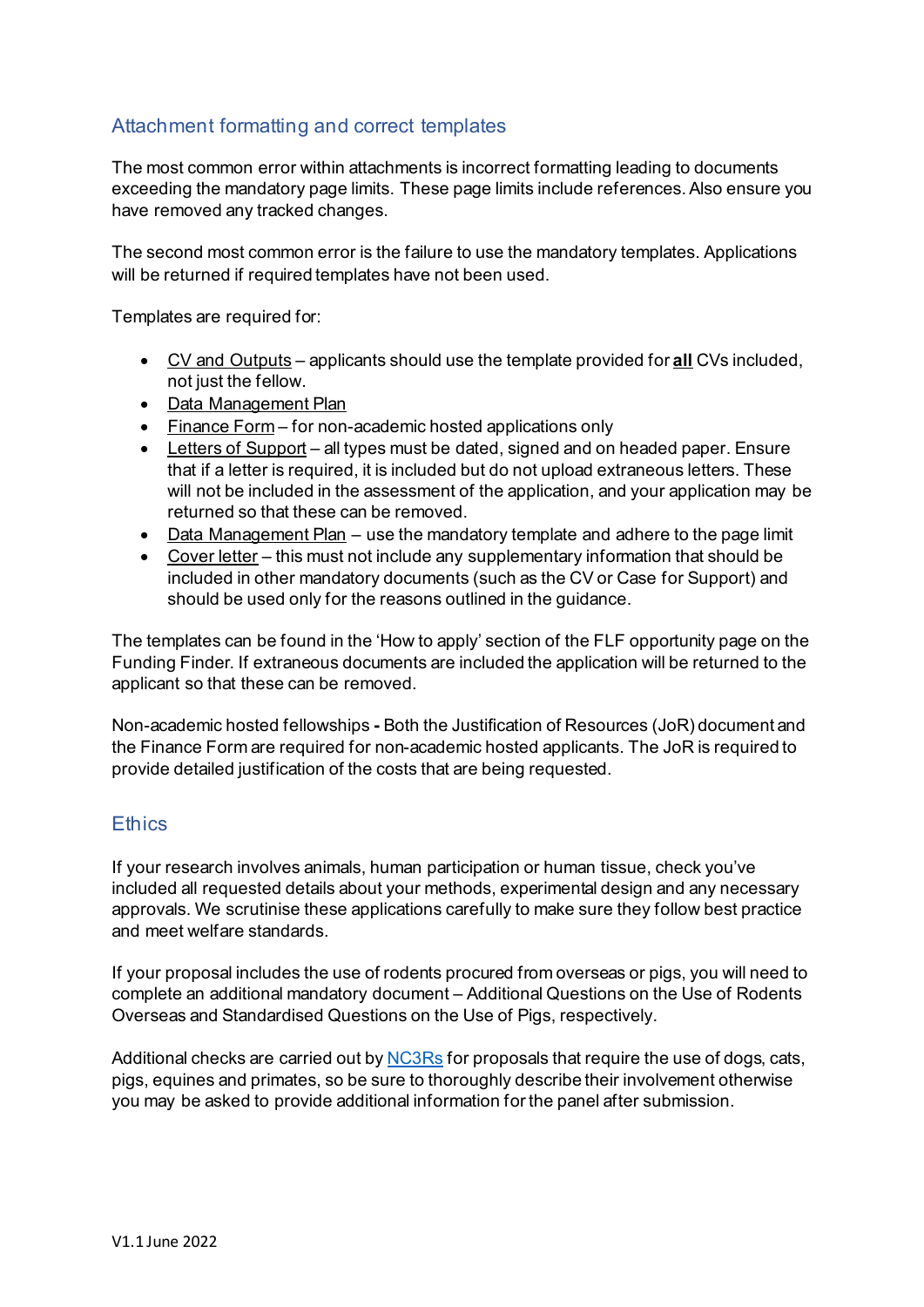## Attachment formatting and correct templates

The most common error within attachments is incorrect formatting leading to documents exceeding the mandatory page limits. These page limits include references. Also ensure you have removed any tracked changes.

The second most common error is the failure to use the mandatory templates. Applications will be returned if required templates have not been used.

Templates are required for:

- CV and Outputs – applicants should use the template provided for **all** CVs included, not just the fellow.
- Data Management Plan
- Finance Form – for non-academic hosted applications only
- Letters of Support – all types must be dated, signed and on headed paper. Ensure that if a letter is required, it is included but do not upload extraneous letters. These will not be included in the assessment of the application, and your application may be returned so that these can be removed.
- Data Management Plan – use the mandatory template and adhere to the page limit
- Cover letter – this must not include any supplementary information that should be included in other mandatory documents (such as the CV or Case for Support) and should be used only for the reasons outlined in the guidance.

The templates can be found in the 'How to apply' section of the FLF opportunity page on the Funding Finder. If extraneous documents are included the application will be returned to the applicant so that these can be removed.

Non-academic hosted fellowships **-** Both the Justification of Resources (JoR) document and the Finance Form are required for non-academic hosted applicants. The JoR is required to provide detailed justification of the costs that are being requested.

## Ethics

If your research involves animals, human participation or human tissue, check you've included all requested details about your methods, experimental design and any necessary approvals. We scrutinise these applications carefully to make sure they follow best practice and meet welfare standards.

If your proposal includes the use of rodents procured from overseas or pigs, you will need to complete an additional mandatory document – Additional Questions on the Use of Rodents Overseas and Standardised Questions on the Use of Pigs, respectively.

Additional checks are carried out by NC3Rs for proposals that require the use of dogs, cats, pigs, equines and primates, so be sure to thoroughly describe their involvement otherwise you may be asked to provide additional information for the panel after submission.

V1.1 June 2022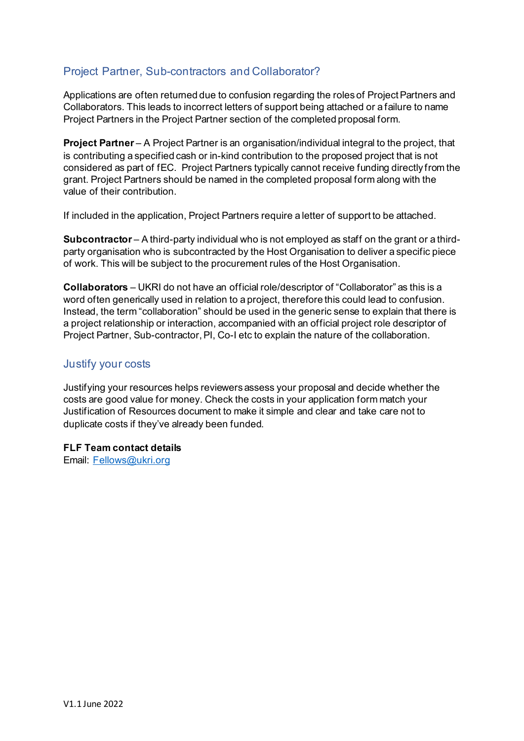## Project Partner, Sub-contractors and Collaborator?

Applications are often returned due to confusion regarding the roles of Project Partners and Collaborators. This leads to incorrect letters of support being attached or a failure to name Project Partners in the Project Partner section of the completed proposal form.

**Project Partner** – A Project Partner is an organisation/individual integral to the project, that is contributing a specified cash or in-kind contribution to the proposed project that is not considered as part of fEC. Project Partners typically cannot receive funding directly from the grant. Project Partners should be named in the completed proposal form along with the value of their contribution.

If included in the application, Project Partners require a letter of support to be attached.

**Subcontractor** – A third-party individual who is not employed as staff on the grant or a third-party organisation who is subcontracted by the Host Organisation to deliver a specific piece of work. This will be subject to the procurement rules of the Host Organisation.

**Collaborators** – UKRI do not have an official role/descriptor of "Collaborator" as this is a word often generically used in relation to a project, therefore this could lead to confusion. Instead, the term "collaboration" should be used in the generic sense to explain that there is a project relationship or interaction, accompanied with an official project role descriptor of Project Partner, Sub-contractor, PI, Co-I etc to explain the nature of the collaboration.

## Justify your costs

Justifying your resources helps reviewers assess your proposal and decide whether the costs are good value for money. Check the costs in your application form match your Justification of Resources document to make it simple and clear and take care not to duplicate costs if they've already been funded.

**FLF Team contact details**
Email: Fellows@ukri.org

V1.1 June 2022